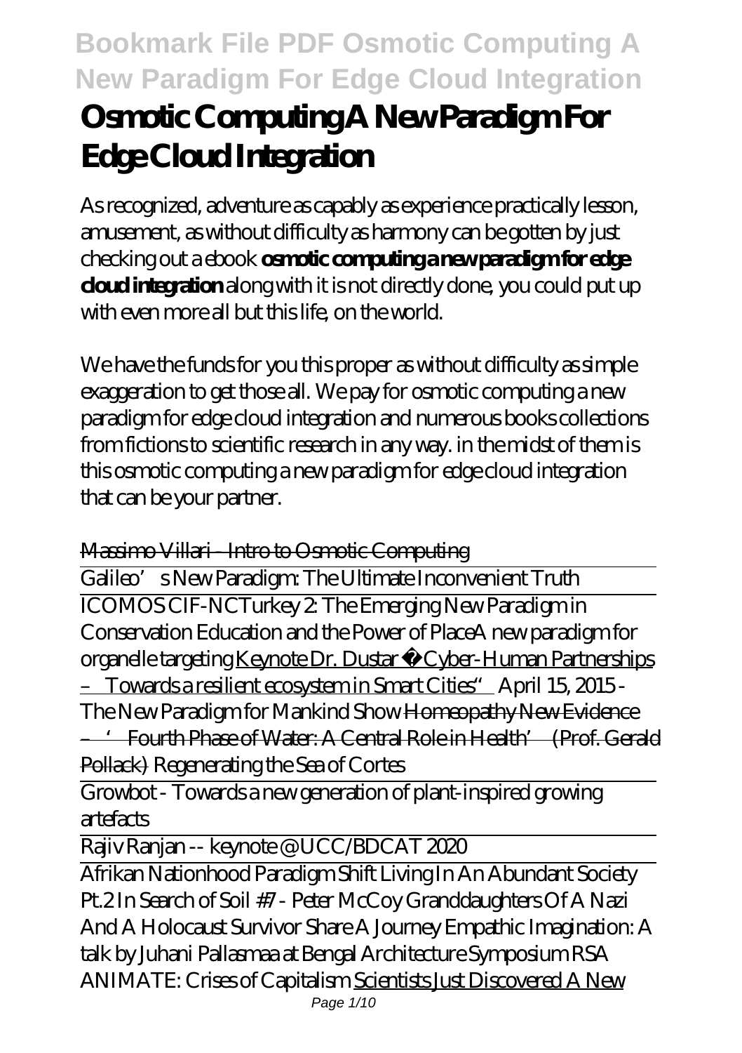# Osmotic Computing A New Paradigm For Edge Cloud Integration

As recognized, adventure as capably as experience practically lesson, amusement, as without difficulty as harmony can be gotten by just checking out a ebook **osmotic computing a new paradigm for edge cloud integration** along with it is not directly done, you could put up with even more all but this life, on the world.

We have the funds for you this proper as without difficulty as simple exaggeration to get those all. We pay for osmotic computing a new paradigm for edge cloud integration and numerous books collections from fictions to scientific research in any way. in the midst of them is this osmotic computing a new paradigm for edge cloud integration that can be your partner.

~~Massimo Villari - Intro to Osmotic Computing~~

Galileo's New Paradigm: The Ultimate Inconvenient Truth

ICOMOS CIF-NCTurkey 2: The Emerging New Paradigm in Conservation Education and the Power of Place *A new paradigm for organelle targeting* Keynote Dr. Dustar „Cyber-Human Partnerships – Towards a resilient ecosystem in Smart Cities" *April 15, 2015 - The New Paradigm for Mankind Show* ~~Homeopathy New Evidence – 'Fourth Phase of Water: A Central Role in Health' (Prof. Gerald Pollack)~~ *Regenerating the Sea of Cortes*

Growbot - Towards a new generation of plant-inspired growing artefacts

Rajiv Ranjan -- keynote @ UCC/BDCAT 2020

Afrikan Nationhood Paradigm Shift Living In An Abundant Society Pt.2 *In Search of Soil #7 - Peter McCoy* *Granddaughters Of A Nazi And A Holocaust Survivor Share A Journey* *Empathic Imagination: A talk by Juhani Pallasmaa at Bengal Architecture Symposium* *RSA ANIMATE: Crises of Capitalism* Scientists Just Discovered A New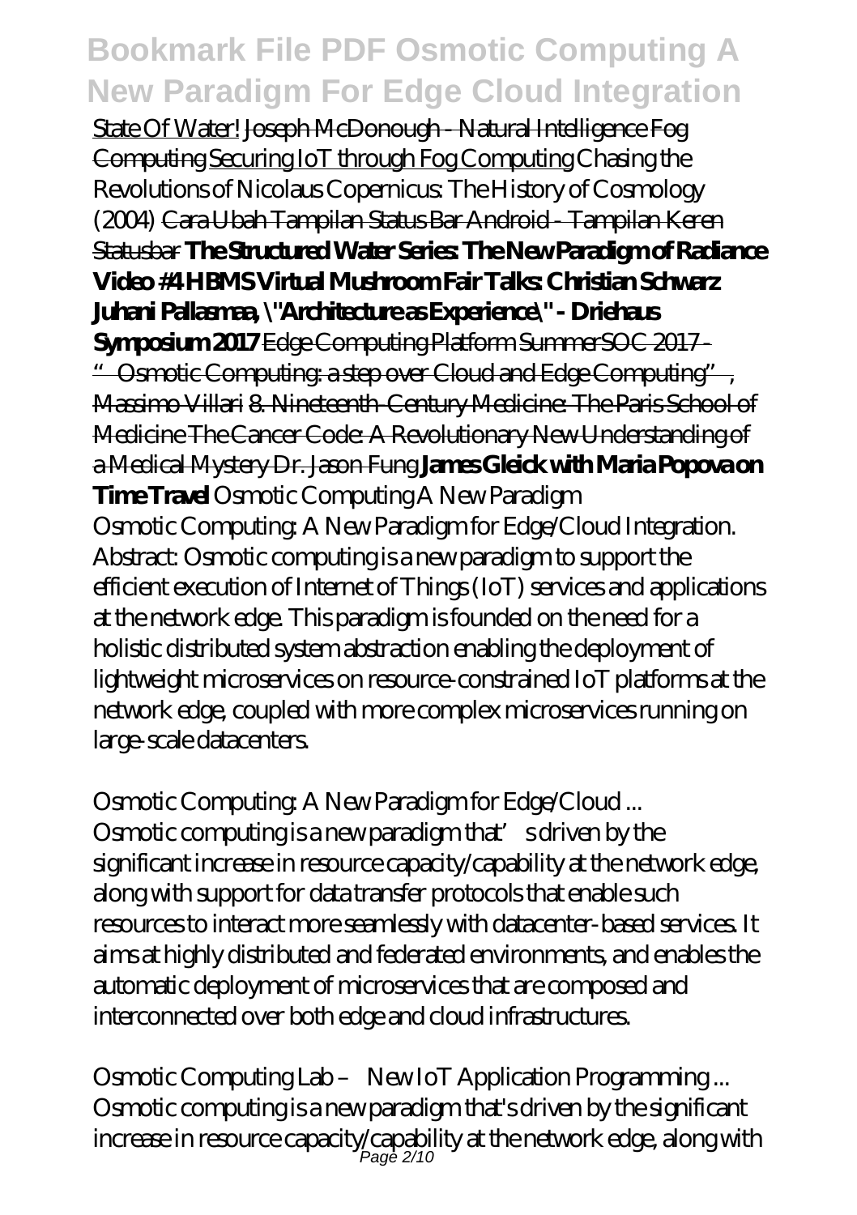State Of Water! ~~Joseph McDonough - Natural Intelligence Fog Computing~~ ~~Securing IoT through Fog Computing~~ *Chasing the Revolutions of Nicolaus Copernicus: The History of Cosmology (2004)* ~~Cara Ubah Tampilan Status Bar Android - Tampilan Keren Statusbar~~ **The Structured Water Series: The New Paradigm of Radiance Video #4 HBMS Virtual Mushroom Fair Talks: Christian Schwarz Juhani Pallasmaa, \"Architecture as Experience\" - Driehaus Symposium 2017** ~~Edge Computing Platform~~ ~~SummerSOC 2017 - "Osmotic Computing: a step over Cloud and Edge Computing", Massimo Villari~~ ~~8. Nineteenth-Century Medicine: The Paris School of Medicine~~ ~~The Cancer Code: A Revolutionary New Understanding of a Medical Mystery Dr. Jason Fung~~ **James Gleick with Maria Popova on Time Travel** *Osmotic Computing A New Paradigm*

Osmotic Computing: A New Paradigm for Edge/Cloud Integration. Abstract: Osmotic computing is a new paradigm to support the efficient execution of Internet of Things (IoT) services and applications at the network edge. This paradigm is founded on the need for a holistic distributed system abstraction enabling the deployment of lightweight microservices on resource-constrained IoT platforms at the network edge, coupled with more complex microservices running on large-scale datacenters.

*Osmotic Computing: A New Paradigm for Edge/Cloud ...*

Osmotic computing is a new paradigm that's driven by the significant increase in resource capacity/capability at the network edge, along with support for data transfer protocols that enable such resources to interact more seamlessly with datacenter-based services. It aims at highly distributed and federated environments, and enables the automatic deployment of microservices that are composed and interconnected over both edge and cloud infrastructures.

*Osmotic Computing Lab – New IoT Application Programming ...*

Osmotic computing is a new paradigm that's driven by the significant increase in resource capacity/capability at the network edge, along with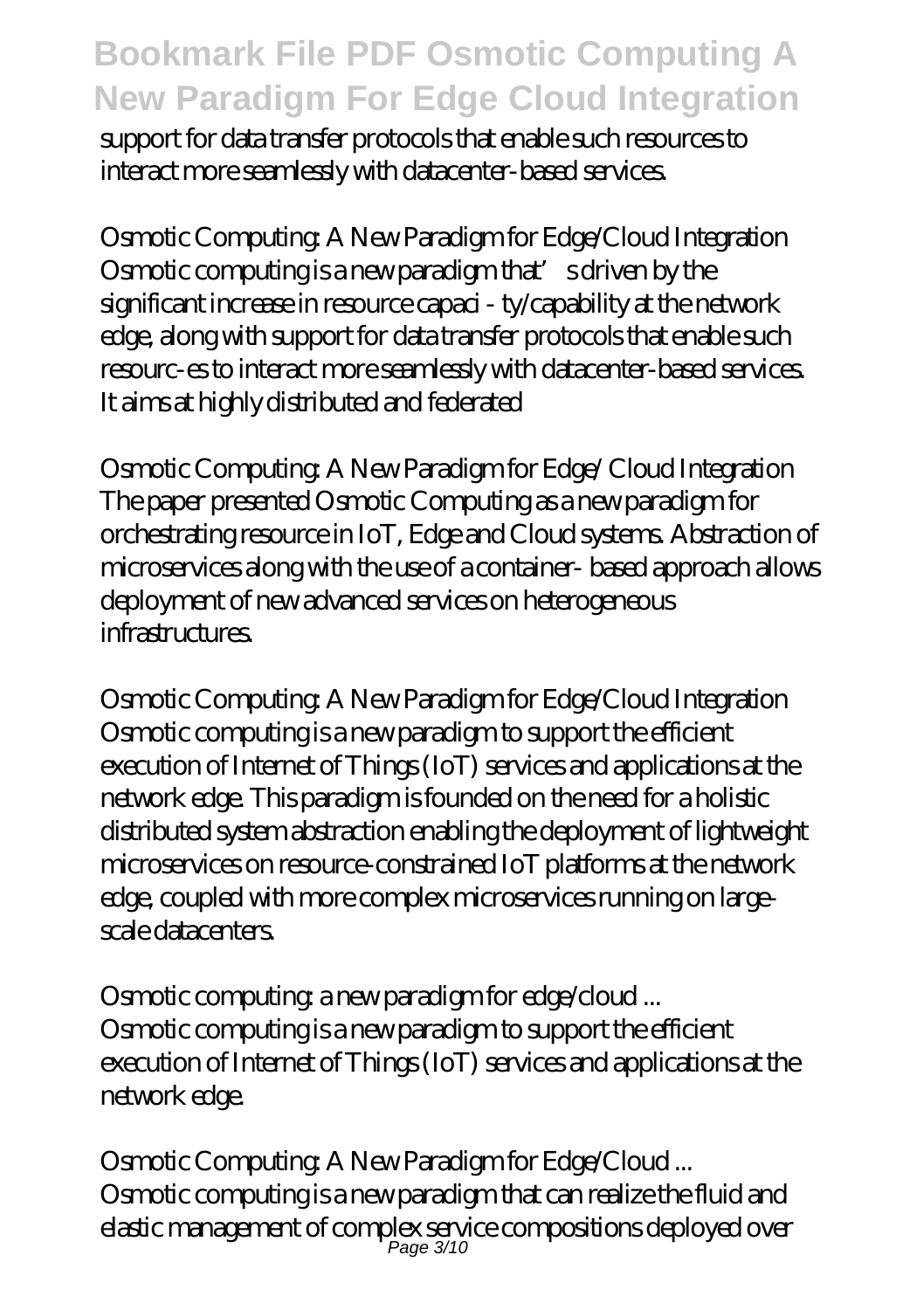support for data transfer protocols that enable such resources to interact more seamlessly with datacenter-based services.

## Osmotic Computing: A New Paradigm for Edge/Cloud Integration

Osmotic computing is a new paradigm that's driven by the significant increase in resource capaci - ty/capability at the network edge, along with support for data transfer protocols that enable such resourc-es to interact more seamlessly with datacenter-based services. It aims at highly distributed and federated

## Osmotic Computing: A New Paradigm for Edge/ Cloud Integration

The paper presented Osmotic Computing as a new paradigm for orchestrating resource in IoT, Edge and Cloud systems. Abstraction of microservices along with the use of a container- based approach allows deployment of new advanced services on heterogeneous infrastructures.

## Osmotic Computing: A New Paradigm for Edge/Cloud Integration

Osmotic computing is a new paradigm to support the efficient execution of Internet of Things (IoT) services and applications at the network edge. This paradigm is founded on the need for a holistic distributed system abstraction enabling the deployment of lightweight microservices on resource-constrained IoT platforms at the network edge, coupled with more complex microservices running on large-scale datacenters.

## Osmotic computing: a new paradigm for edge/cloud ...

Osmotic computing is a new paradigm to support the efficient execution of Internet of Things (IoT) services and applications at the network edge.

## Osmotic Computing: A New Paradigm for Edge/Cloud ...

Osmotic computing is a new paradigm that can realize the fluid and elastic management of complex service compositions deployed over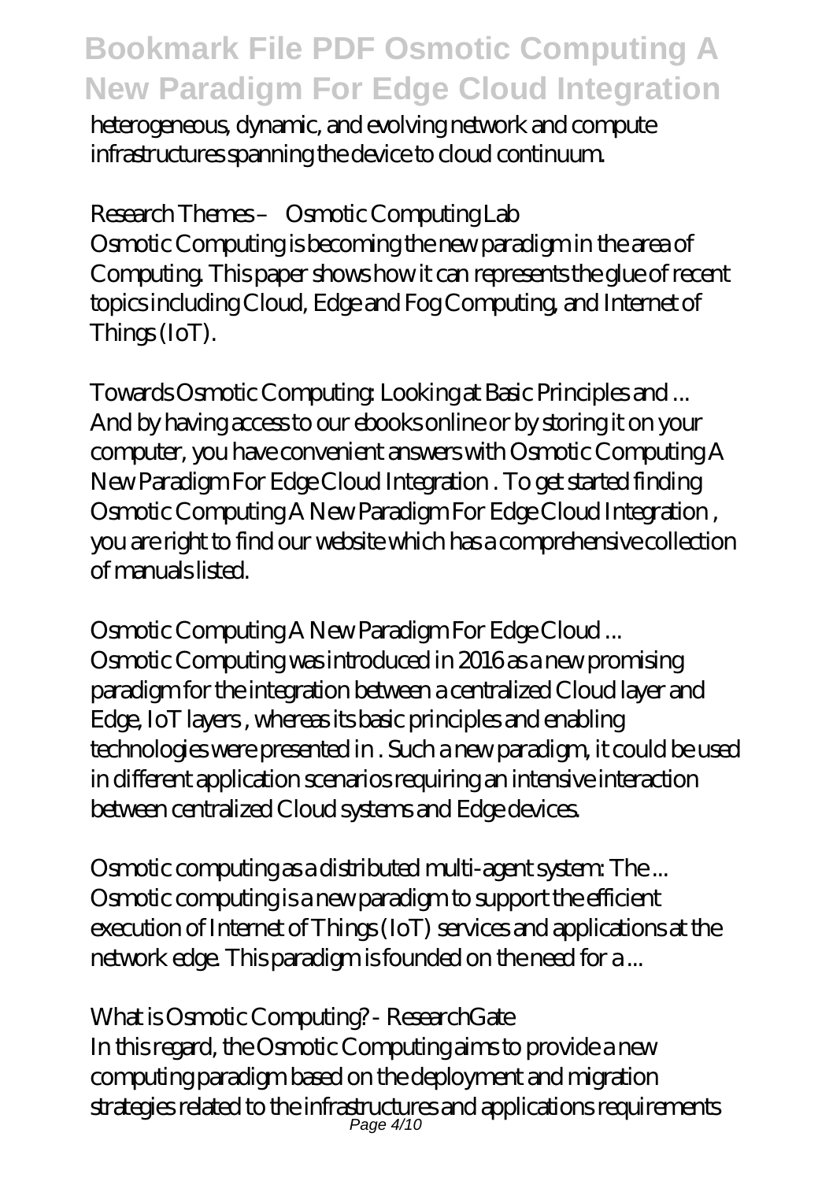heterogeneous, dynamic, and evolving network and compute infrastructures spanning the device to cloud continuum.

*Research Themes – Osmotic Computing Lab*

Osmotic Computing is becoming the new paradigm in the area of Computing. This paper shows how it can represents the glue of recent topics including Cloud, Edge and Fog Computing, and Internet of Things (IoT).

*Towards Osmotic Computing: Looking at Basic Principles and ...*

And by having access to our ebooks online or by storing it on your computer, you have convenient answers with Osmotic Computing A New Paradigm For Edge Cloud Integration . To get started finding Osmotic Computing A New Paradigm For Edge Cloud Integration , you are right to find our website which has a comprehensive collection of manuals listed.

*Osmotic Computing A New Paradigm For Edge Cloud ...*

Osmotic Computing was introduced in 2016 as a new promising paradigm for the integration between a centralized Cloud layer and Edge, IoT layers , whereas its basic principles and enabling technologies were presented in . Such a new paradigm, it could be used in different application scenarios requiring an intensive interaction between centralized Cloud systems and Edge devices.

*Osmotic computing as a distributed multi-agent system: The ...*

Osmotic computing is a new paradigm to support the efficient execution of Internet of Things (IoT) services and applications at the network edge. This paradigm is founded on the need for a ...

*What is Osmotic Computing? - ResearchGate*

In this regard, the Osmotic Computing aims to provide a new computing paradigm based on the deployment and migration strategies related to the infrastructures and applications requirements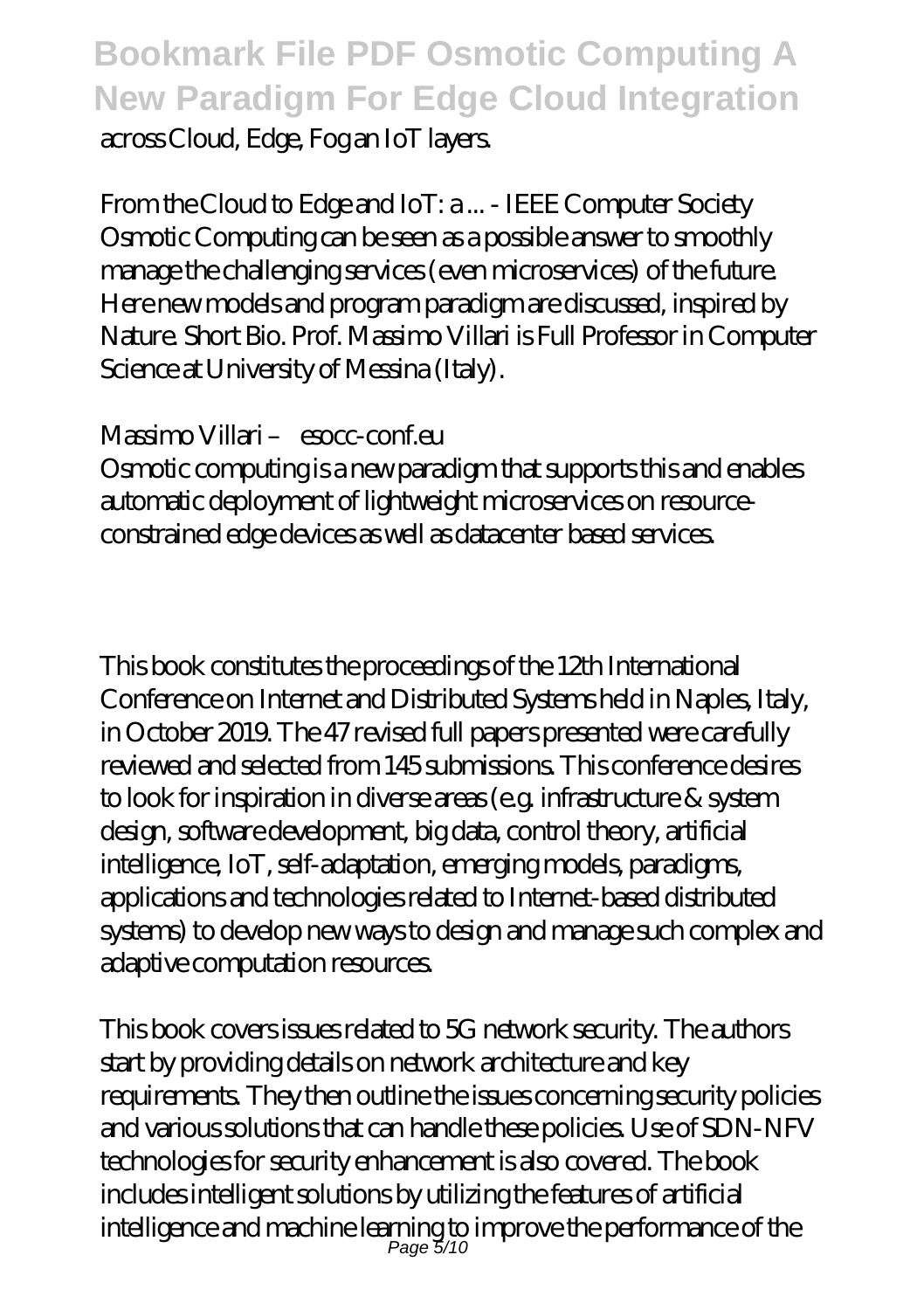across Cloud, Edge, Fog an IoT layers.

*From the Cloud to Edge and IoT: a ... - IEEE Computer Society*
Osmotic Computing can be seen as a possible answer to smoothly manage the challenging services (even microservices) of the future. Here new models and program paradigm are discussed, inspired by Nature. Short Bio. Prof. Massimo Villari is Full Professor in Computer Science at University of Messina (Italy).

*Massimo Villari – esocc-conf.eu*
Osmotic computing is a new paradigm that supports this and enables automatic deployment of lightweight microservices on resource-constrained edge devices as well as datacenter based services.

This book constitutes the proceedings of the 12th International Conference on Internet and Distributed Systems held in Naples, Italy, in October 2019. The 47 revised full papers presented were carefully reviewed and selected from 145 submissions. This conference desires to look for inspiration in diverse areas (e.g. infrastructure & system design, software development, big data, control theory, artificial intelligence, IoT, self-adaptation, emerging models, paradigms, applications and technologies related to Internet-based distributed systems) to develop new ways to design and manage such complex and adaptive computation resources.

This book covers issues related to 5G network security. The authors start by providing details on network architecture and key requirements. They then outline the issues concerning security policies and various solutions that can handle these policies. Use of SDN-NFV technologies for security enhancement is also covered. The book includes intelligent solutions by utilizing the features of artificial intelligence and machine learning to improve the performance of the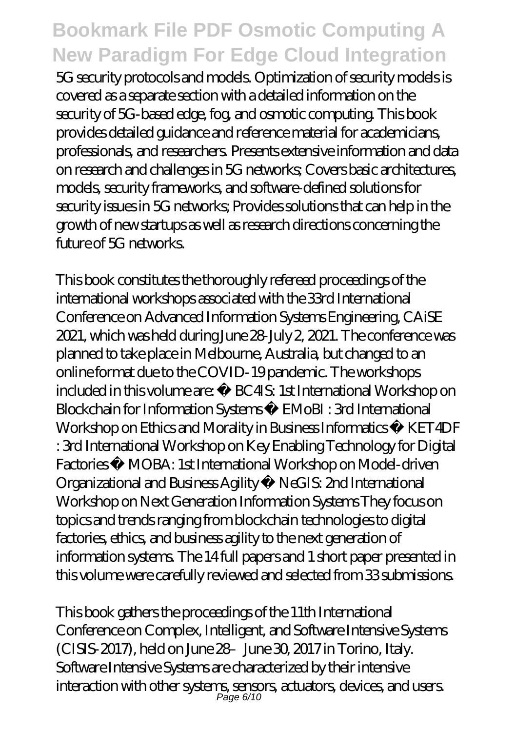5G security protocols and models. Optimization of security models is covered as a separate section with a detailed information on the security of 5G-based edge, fog, and osmotic computing. This book provides detailed guidance and reference material for academicians, professionals, and researchers. Presents extensive information and data on research and challenges in 5G networks; Covers basic architectures, models, security frameworks, and software-defined solutions for security issues in 5G networks; Provides solutions that can help in the growth of new startups as well as research directions concerning the future of 5G networks.

This book constitutes the thoroughly refereed proceedings of the international workshops associated with the 33rd International Conference on Advanced Information Systems Engineering, CAiSE 2021, which was held during June 28-July 2, 2021. The conference was planned to take place in Melbourne, Australia, but changed to an online format due to the COVID-19 pandemic. The workshops included in this volume are: • BC4IS: 1st International Workshop on Blockchain for Information Systems • EMoBI : 3rd International Workshop on Ethics and Morality in Business Informatics • KET4DF : 3rd International Workshop on Key Enabling Technology for Digital Factories • MOBA: 1st International Workshop on Model-driven Organizational and Business Agility • NeGIS: 2nd International Workshop on Next Generation Information Systems They focus on topics and trends ranging from blockchain technologies to digital factories, ethics, and business agility to the next generation of information systems. The 14 full papers and 1 short paper presented in this volume were carefully reviewed and selected from 33 submissions.

This book gathers the proceedings of the 11th International Conference on Complex, Intelligent, and Software Intensive Systems (CISIS-2017), held on June 28–June 30, 2017 in Torino, Italy. Software Intensive Systems are characterized by their intensive interaction with other systems, sensors, actuators, devices, and users.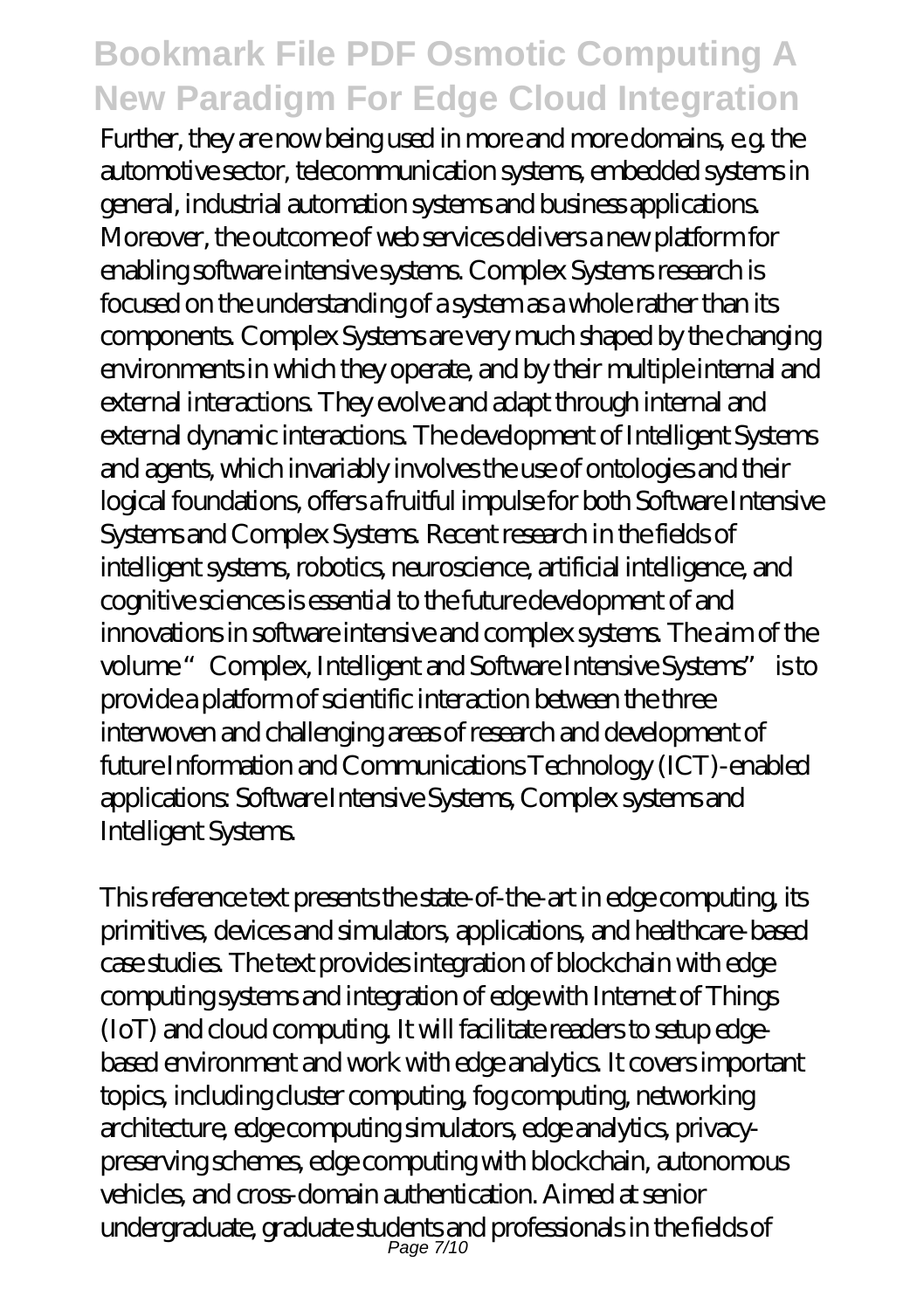Further, they are now being used in more and more domains, e.g. the automotive sector, telecommunication systems, embedded systems in general, industrial automation systems and business applications. Moreover, the outcome of web services delivers a new platform for enabling software intensive systems. Complex Systems research is focused on the understanding of a system as a whole rather than its components. Complex Systems are very much shaped by the changing environments in which they operate, and by their multiple internal and external interactions. They evolve and adapt through internal and external dynamic interactions. The development of Intelligent Systems and agents, which invariably involves the use of ontologies and their logical foundations, offers a fruitful impulse for both Software Intensive Systems and Complex Systems. Recent research in the fields of intelligent systems, robotics, neuroscience, artificial intelligence, and cognitive sciences is essential to the future development of and innovations in software intensive and complex systems. The aim of the volume "Complex, Intelligent and Software Intensive Systems" is to provide a platform of scientific interaction between the three interwoven and challenging areas of research and development of future Information and Communications Technology (ICT)-enabled applications: Software Intensive Systems, Complex systems and Intelligent Systems.

This reference text presents the state-of-the-art in edge computing, its primitives, devices and simulators, applications, and healthcare-based case studies. The text provides integration of blockchain with edge computing systems and integration of edge with Internet of Things (IoT) and cloud computing. It will facilitate readers to setup edge-based environment and work with edge analytics. It covers important topics, including cluster computing, fog computing, networking architecture, edge computing simulators, edge analytics, privacy-preserving schemes, edge computing with blockchain, autonomous vehicles, and cross-domain authentication. Aimed at senior undergraduate, graduate students and professionals in the fields of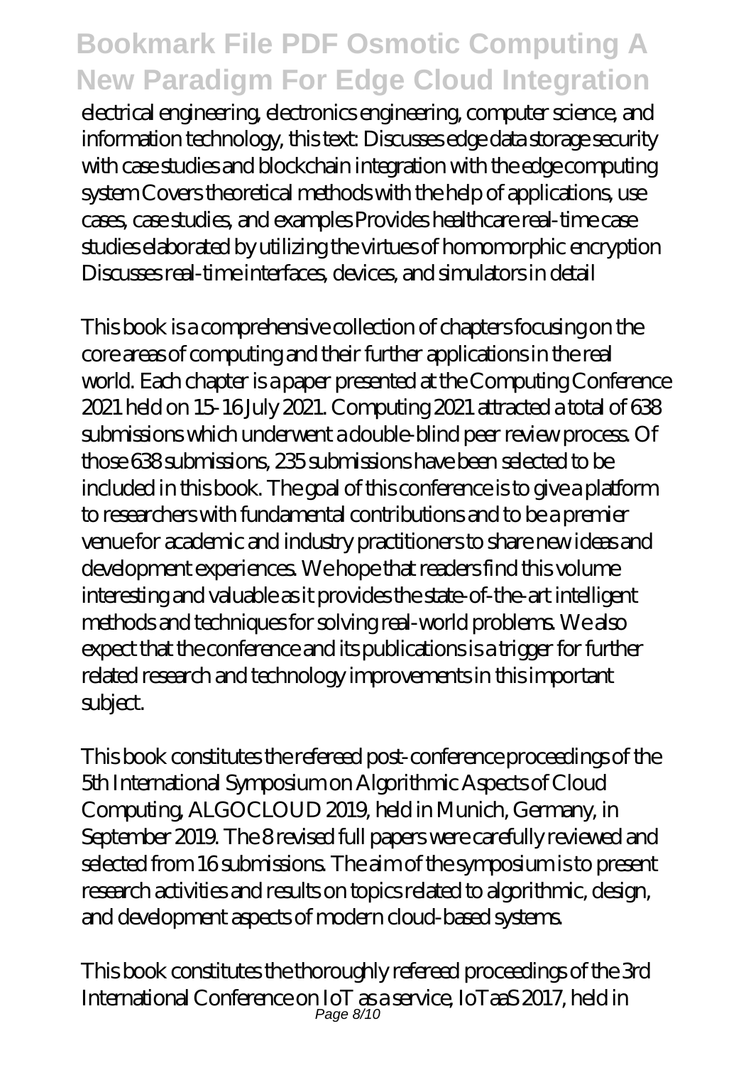electrical engineering, electronics engineering, computer science, and information technology, this text: Discusses edge data storage security with case studies and blockchain integration with the edge computing system Covers theoretical methods with the help of applications, use cases, case studies, and examples Provides healthcare real-time case studies elaborated by utilizing the virtues of homomorphic encryption Discusses real-time interfaces, devices, and simulators in detail

This book is a comprehensive collection of chapters focusing on the core areas of computing and their further applications in the real world. Each chapter is a paper presented at the Computing Conference 2021 held on 15-16 July 2021. Computing 2021 attracted a total of 638 submissions which underwent a double-blind peer review process. Of those 638 submissions, 235 submissions have been selected to be included in this book. The goal of this conference is to give a platform to researchers with fundamental contributions and to be a premier venue for academic and industry practitioners to share new ideas and development experiences. We hope that readers find this volume interesting and valuable as it provides the state-of-the-art intelligent methods and techniques for solving real-world problems. We also expect that the conference and its publications is a trigger for further related research and technology improvements in this important subject.

This book constitutes the refereed post-conference proceedings of the 5th International Symposium on Algorithmic Aspects of Cloud Computing, ALGOCLOUD 2019, held in Munich, Germany, in September 2019. The 8 revised full papers were carefully reviewed and selected from 16 submissions. The aim of the symposium is to present research activities and results on topics related to algorithmic, design, and development aspects of modern cloud-based systems.

This book constitutes the thoroughly refereed proceedings of the 3rd International Conference on IoT as a service, IoTaaS 2017, held in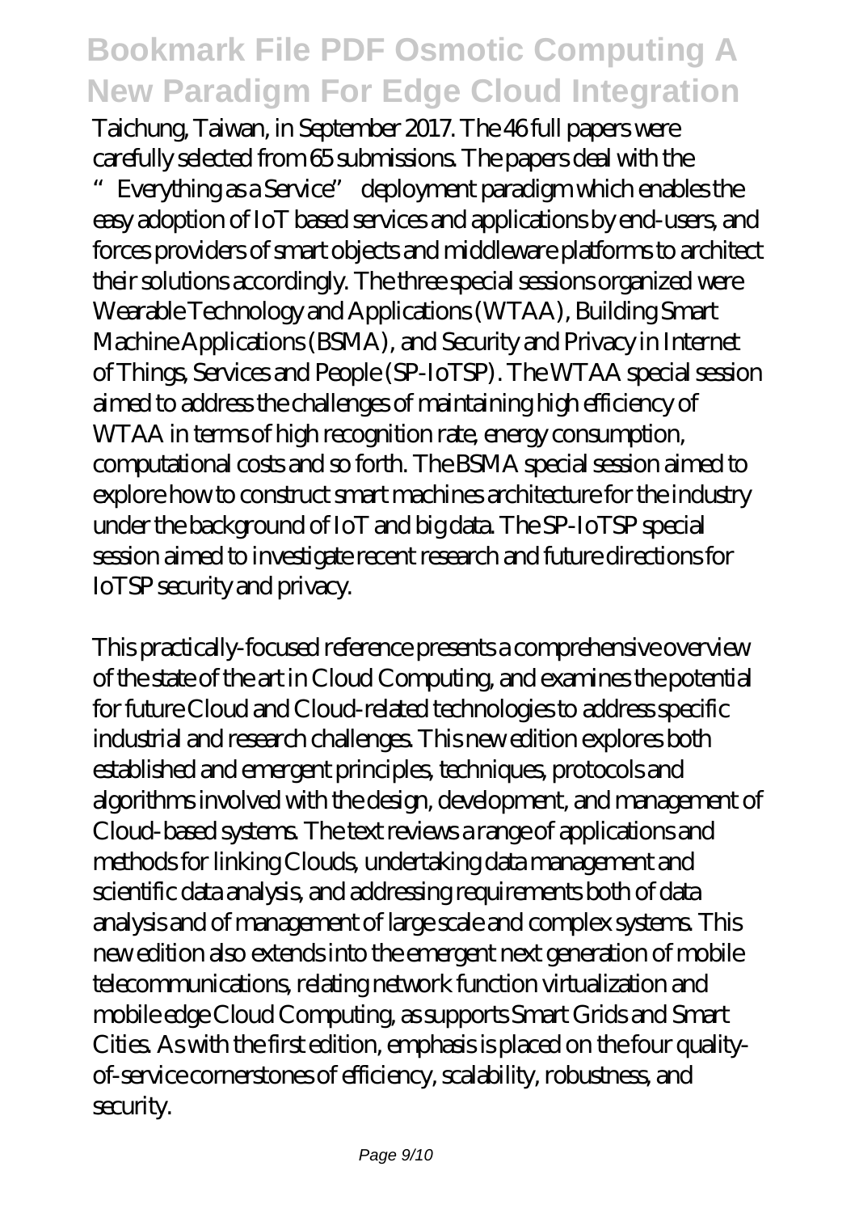Taichung, Taiwan, in September 2017. The 46 full papers were carefully selected from 65 submissions. The papers deal with the "Everything as a Service" deployment paradigm which enables the easy adoption of IoT based services and applications by end-users, and forces providers of smart objects and middleware platforms to architect their solutions accordingly. The three special sessions organized were Wearable Technology and Applications (WTAA), Building Smart Machine Applications (BSMA), and Security and Privacy in Internet of Things, Services and People (SP-IoTSP). The WTAA special session aimed to address the challenges of maintaining high efficiency of WTAA in terms of high recognition rate, energy consumption, computational costs and so forth. The BSMA special session aimed to explore how to construct smart machines architecture for the industry under the background of IoT and big data. The SP-IoTSP special session aimed to investigate recent research and future directions for IoTSP security and privacy.

This practically-focused reference presents a comprehensive overview of the state of the art in Cloud Computing, and examines the potential for future Cloud and Cloud-related technologies to address specific industrial and research challenges. This new edition explores both established and emergent principles, techniques, protocols and algorithms involved with the design, development, and management of Cloud-based systems. The text reviews a range of applications and methods for linking Clouds, undertaking data management and scientific data analysis, and addressing requirements both of data analysis and of management of large scale and complex systems. This new edition also extends into the emergent next generation of mobile telecommunications, relating network function virtualization and mobile edge Cloud Computing, as supports Smart Grids and Smart Cities. As with the first edition, emphasis is placed on the four quality-of-service cornerstones of efficiency, scalability, robustness, and security.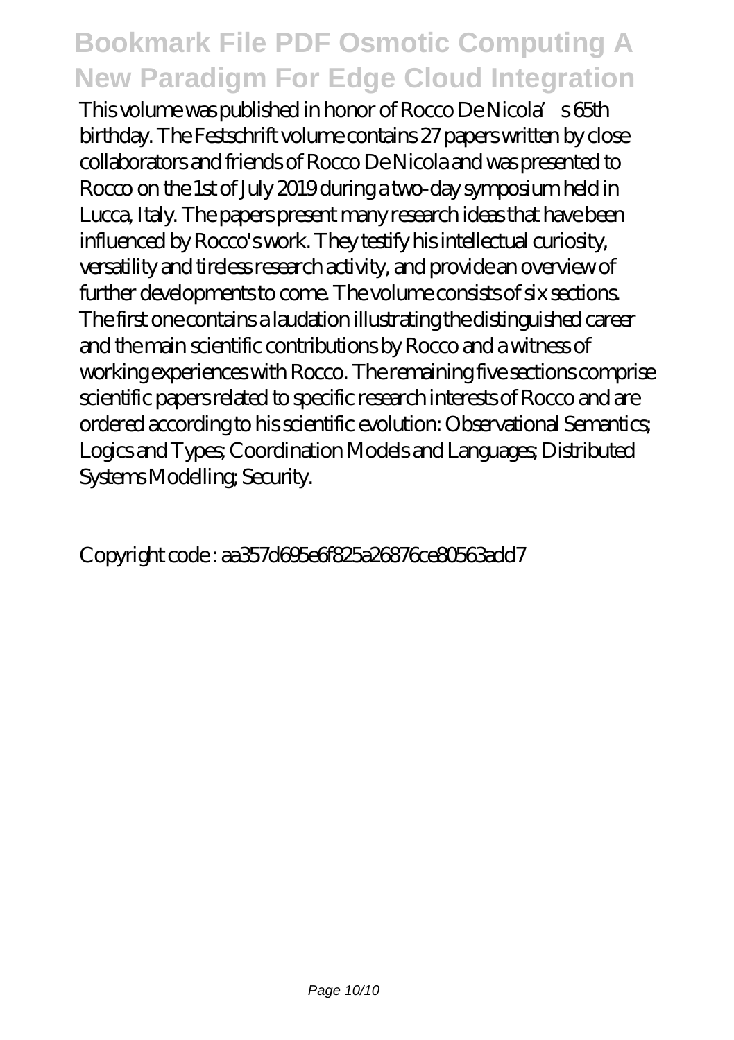This volume was published in honor of Rocco De Nicola's 65th birthday. The Festschrift volume contains 27 papers written by close collaborators and friends of Rocco De Nicola and was presented to Rocco on the 1st of July 2019 during a two-day symposium held in Lucca, Italy. The papers present many research ideas that have been influenced by Rocco's work. They testify his intellectual curiosity, versatility and tireless research activity, and provide an overview of further developments to come. The volume consists of six sections. The first one contains a laudation illustrating the distinguished career and the main scientific contributions by Rocco and a witness of working experiences with Rocco. The remaining five sections comprise scientific papers related to specific research interests of Rocco and are ordered according to his scientific evolution: Observational Semantics; Logics and Types; Coordination Models and Languages; Distributed Systems Modelling; Security.

Copyright code : aa357d695e6f825a26876ce80563add7